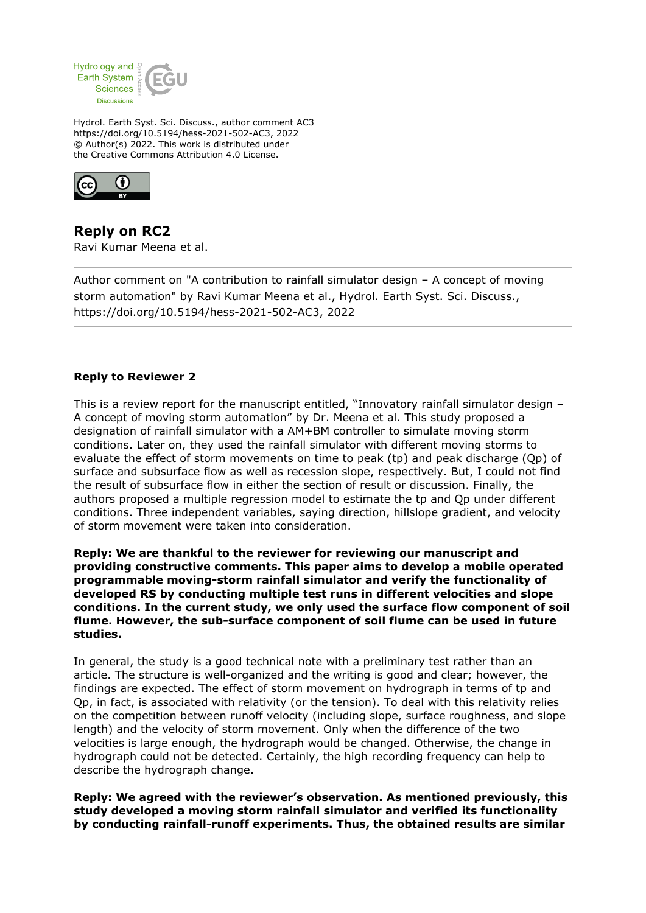Hydrol. Earth Syst. Sci. Discuss., author comment AC3
https://doi.org/10.5194/hess-2021-502-AC3, 2022
© Author(s) 2022. This work is distributed under
the Creative Commons Attribution 4.0 License.

## Reply on RC2

Ravi Kumar Meena et al.

---

Author comment on "A contribution to rainfall simulator design – A concept of moving storm automation" by Ravi Kumar Meena et al., Hydrol. Earth Syst. Sci. Discuss., https://doi.org/10.5194/hess-2021-502-AC3, 2022

---

**Reply to Reviewer 2**

This is a review report for the manuscript entitled, "Innovatory rainfall simulator design – A concept of moving storm automation" by Dr. Meena et al. This study proposed a designation of rainfall simulator with a AM+BM controller to simulate moving storm conditions. Later on, they used the rainfall simulator with different moving storms to evaluate the effect of storm movements on time to peak (tp) and peak discharge (Qp) of surface and subsurface flow as well as recession slope, respectively. But, I could not find the result of subsurface flow in either the section of result or discussion. Finally, the authors proposed a multiple regression model to estimate the tp and Qp under different conditions. Three independent variables, saying direction, hillslope gradient, and velocity of storm movement were taken into consideration.

**Reply: We are thankful to the reviewer for reviewing our manuscript and providing constructive comments. This paper aims to develop a mobile operated programmable moving-storm rainfall simulator and verify the functionality of developed RS by conducting multiple test runs in different velocities and slope conditions. In the current study, we only used the surface flow component of soil flume. However, the sub-surface component of soil flume can be used in future studies.**

In general, the study is a good technical note with a preliminary test rather than an article. The structure is well-organized and the writing is good and clear; however, the findings are expected. The effect of storm movement on hydrograph in terms of tp and Qp, in fact, is associated with relativity (or the tension). To deal with this relativity relies on the competition between runoff velocity (including slope, surface roughness, and slope length) and the velocity of storm movement. Only when the difference of the two velocities is large enough, the hydrograph would be changed. Otherwise, the change in hydrograph could not be detected. Certainly, the high recording frequency can help to describe the hydrograph change.

**Reply: We agreed with the reviewer's observation. As mentioned previously, this study developed a moving storm rainfall simulator and verified its functionality by conducting rainfall-runoff experiments. Thus, the obtained results are similar**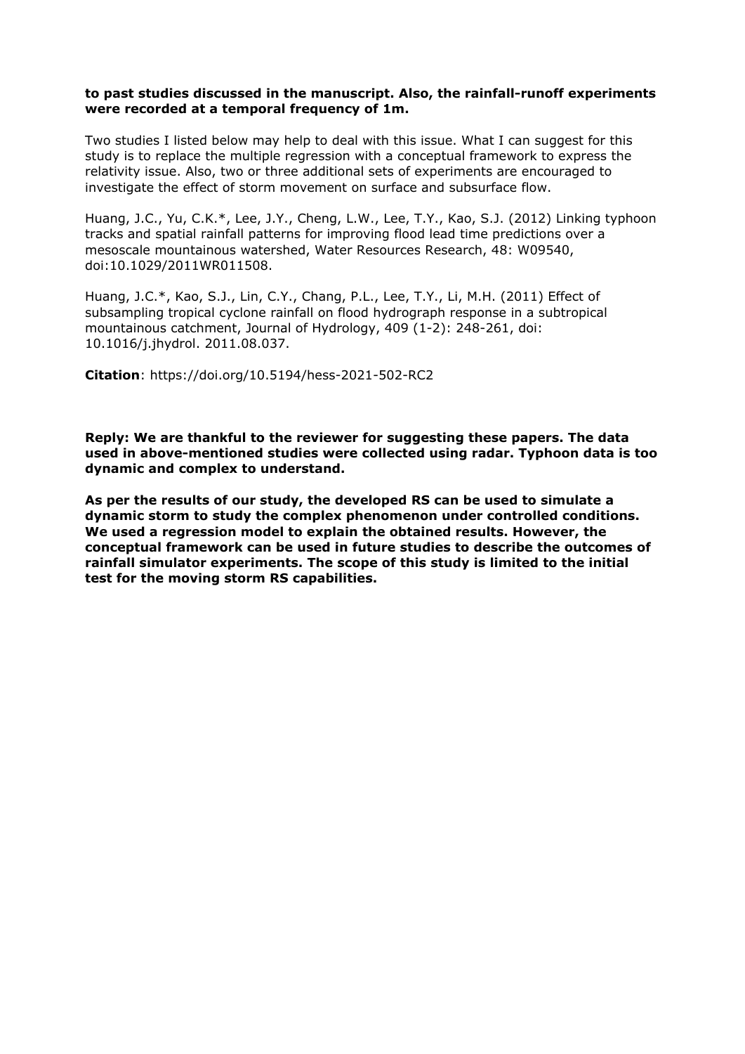**to past studies discussed in the manuscript. Also, the rainfall-runoff experiments were recorded at a temporal frequency of 1m.**

Two studies I listed below may help to deal with this issue. What I can suggest for this study is to replace the multiple regression with a conceptual framework to express the relativity issue. Also, two or three additional sets of experiments are encouraged to investigate the effect of storm movement on surface and subsurface flow.

Huang, J.C., Yu, C.K.*, Lee, J.Y., Cheng, L.W., Lee, T.Y., Kao, S.J. (2012) Linking typhoon tracks and spatial rainfall patterns for improving flood lead time predictions over a mesoscale mountainous watershed, Water Resources Research, 48: W09540, doi:10.1029/2011WR011508.

Huang, J.C.*, Kao, S.J., Lin, C.Y., Chang, P.L., Lee, T.Y., Li, M.H. (2011) Effect of subsampling tropical cyclone rainfall on flood hydrograph response in a subtropical mountainous catchment, Journal of Hydrology, 409 (1-2): 248-261, doi: 10.1016/j.jhydrol. 2011.08.037.

**Citation**: https://doi.org/10.5194/hess-2021-502-RC2

**Reply: We are thankful to the reviewer for suggesting these papers. The data used in above-mentioned studies were collected using radar. Typhoon data is too dynamic and complex to understand.**

**As per the results of our study, the developed RS can be used to simulate a dynamic storm to study the complex phenomenon under controlled conditions. We used a regression model to explain the obtained results. However, the conceptual framework can be used in future studies to describe the outcomes of rainfall simulator experiments. The scope of this study is limited to the initial test for the moving storm RS capabilities.**